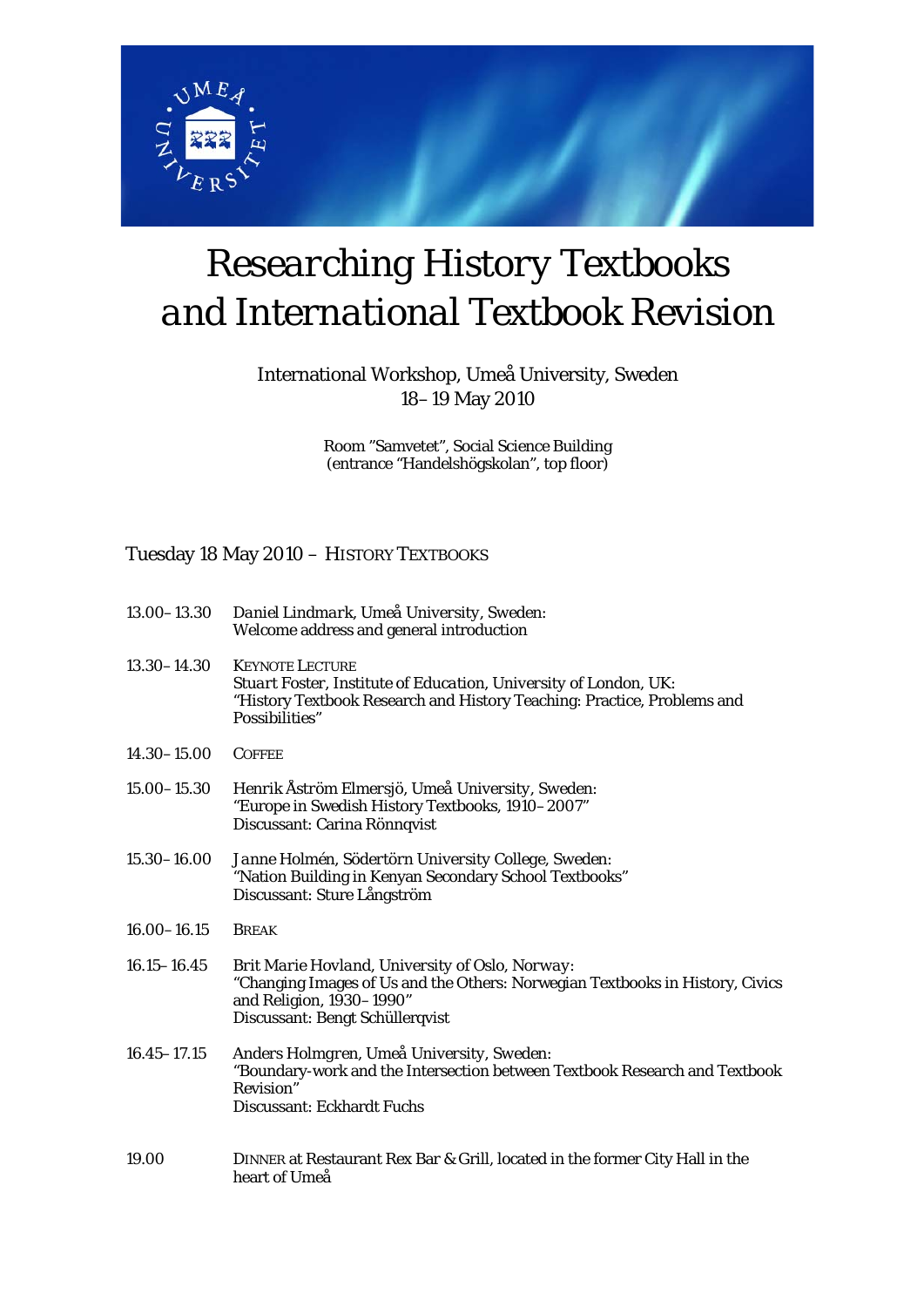# *Researching History Textbooks and International Textbook Revision*

International Workshop, Umeå University, Sweden
18–19 May 2010

Room "Samvetet", Social Science Building
(entrance "Handelshögskolan", top floor)

## Tuesday 18 May 2010 – History Textbooks

| | |
|---|---|
| 13.00–13.30 | *Daniel Lindmark*, Umeå University, Sweden:<br>Welcome address and general introduction |
| 13.30–14.30 | KEYNOTE LECTURE<br>*Stuart Foster*, Institute of Education, University of London, UK:<br>"History Textbook Research and History Teaching: Practice, Problems and Possibilities" |
| 14.30–15.00 | COFFEE |
| 15.00–15.30 | *Henrik Åström Elmersjö*, Umeå University, Sweden:<br>"Europe in Swedish History Textbooks, 1910–2007"<br>Discussant: Carina Rönnqvist |
| 15.30–16.00 | *Janne Holmén*, Södertörn University College, Sweden:<br>"Nation Building in Kenyan Secondary School Textbooks"<br>Discussant: Sture Långström |
| 16.00–16.15 | BREAK |
| 16.15–16.45 | *Brit Marie Hovland*, University of Oslo, Norway:<br>"Changing Images of Us and the Others: Norwegian Textbooks in History, Civics and Religion, 1930–1990"<br>Discussant: Bengt Schüllerqvist |
| 16.45–17.15 | *Anders Holmgren*, Umeå University, Sweden:<br>"Boundary-work and the Intersection between Textbook Research and Textbook Revision"<br>Discussant: Eckhardt Fuchs |
| 19.00 | DINNER at Restaurant Rex Bar & Grill, located in the former City Hall in the heart of Umeå |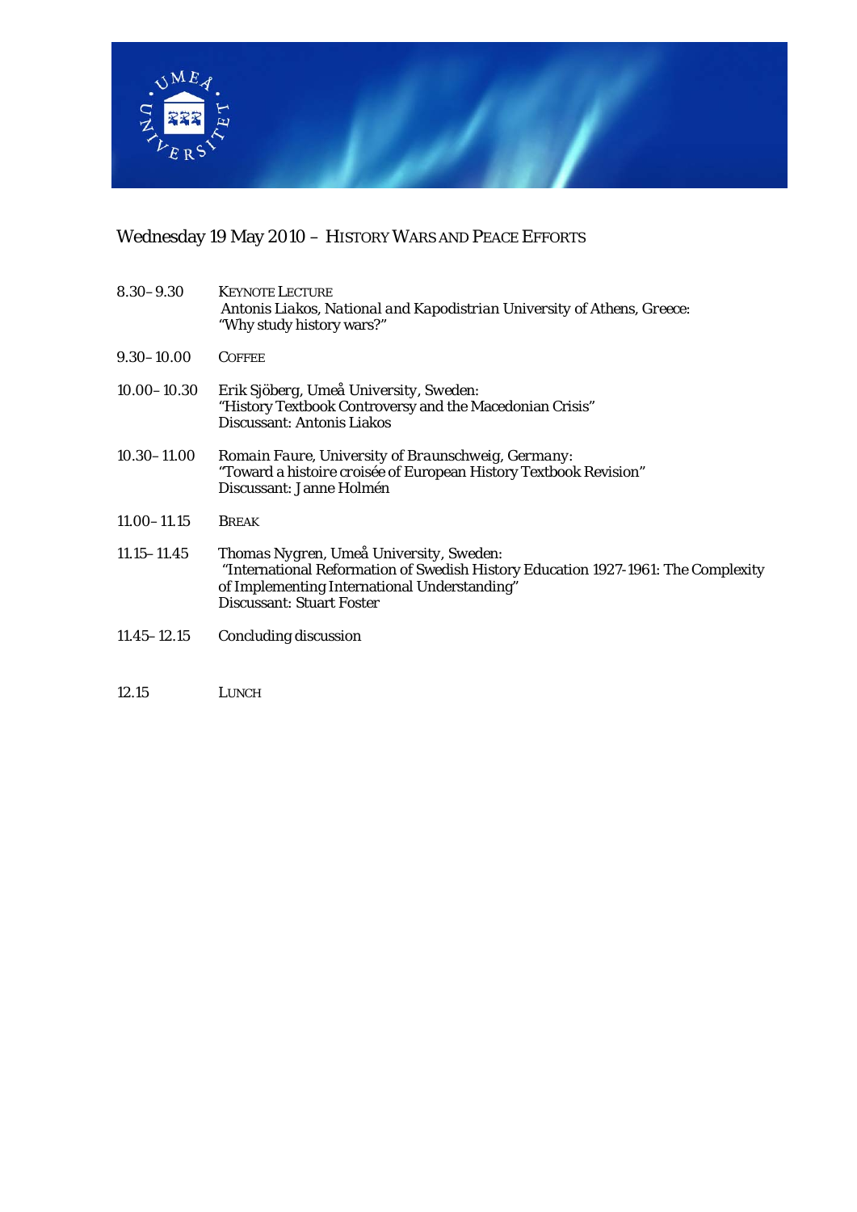## Wednesday 19 May 2010 – History Wars and Peace Efforts

| | |
|---|---|
| 8.30–9.30 | KEYNOTE LECTURE<br>*Antonis Liakos, National and Kapodistrian University of Athens, Greece:*<br>"Why study history wars?" |
| 9.30–10.00 | COFFEE |
| 10.00–10.30 | *Erik Sjöberg, Umeå University, Sweden:*<br>"History Textbook Controversy and the Macedonian Crisis"<br>Discussant: Antonis Liakos |
| 10.30–11.00 | *Romain Faure, University of Braunschweig, Germany:*<br>"Toward a *histoire croisée* of European History Textbook Revision"<br>Discussant: Janne Holmén |
| 11.00–11.15 | BREAK |
| 11.15–11.45 | *Thomas Nygren, Umeå University, Sweden:*<br>"International Reformation of Swedish History Education 1927-1961: The Complexity of Implementing International Understanding"<br>Discussant: Stuart Foster |
| 11.45–12.15 | Concluding discussion |
| 12.15 | LUNCH |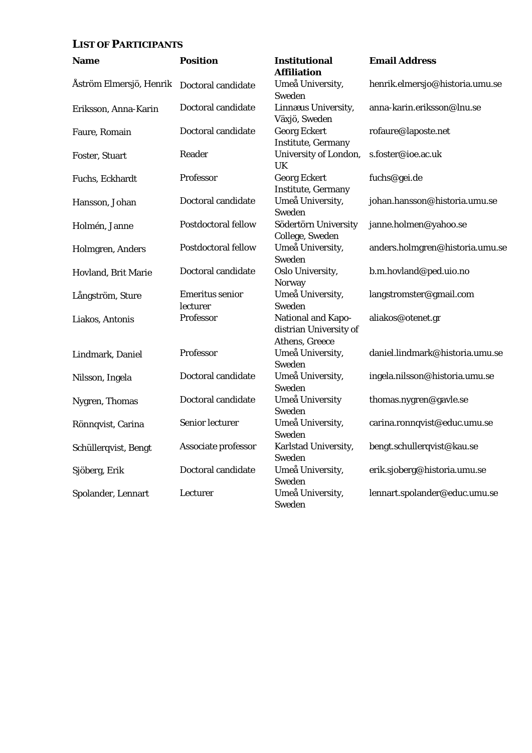## LIST OF PARTICIPANTS

| Name | Position | Institutional Affiliation | Email Address |
|---|---|---|---|
| Åström Elmersjö, Henrik | Doctoral candidate | Umeå University, Sweden | henrik.elmersjo@historia.umu.se |
| Eriksson, Anna-Karin | Doctoral candidate | Linnæus University, Växjö, Sweden | anna-karin.eriksson@lnu.se |
| Faure, Romain | Doctoral candidate | Georg Eckert Institute, Germany | rofaure@laposte.net |
| Foster, Stuart | Reader | University of London, UK | s.foster@ioe.ac.uk |
| Fuchs, Eckhardt | Professor | Georg Eckert Institute, Germany | fuchs@gei.de |
| Hansson, Johan | Doctoral candidate | Umeå University, Sweden | johan.hansson@historia.umu.se |
| Holmén, Janne | Postdoctoral fellow | Södertörn University College, Sweden | janne.holmen@yahoo.se |
| Holmgren, Anders | Postdoctoral fellow | Umeå University, Sweden | anders.holmgren@historia.umu.se |
| Hovland, Brit Marie | Doctoral candidate | Oslo University, Norway | b.m.hovland@ped.uio.no |
| Långström, Sture | Emeritus senior lecturer | Umeå University, Sweden | langstromster@gmail.com |
| Liakos, Antonis | Professor | National and Kapodistrian University of Athens, Greece | aliakos@otenet.gr |
| Lindmark, Daniel | Professor | Umeå University, Sweden | daniel.lindmark@historia.umu.se |
| Nilsson, Ingela | Doctoral candidate | Umeå University, Sweden | ingela.nilsson@historia.umu.se |
| Nygren, Thomas | Doctoral candidate | Umeå University Sweden | thomas.nygren@gavle.se |
| Rönnqvist, Carina | Senior lecturer | Umeå University, Sweden | carina.ronnqvist@educ.umu.se |
| Schüllerqvist, Bengt | Associate professor | Karlstad University, Sweden | bengt.schullerqvist@kau.se |
| Sjöberg, Erik | Doctoral candidate | Umeå University, Sweden | erik.sjoberg@historia.umu.se |
| Spolander, Lennart | Lecturer | Umeå University, Sweden | lennart.spolander@educ.umu.se |